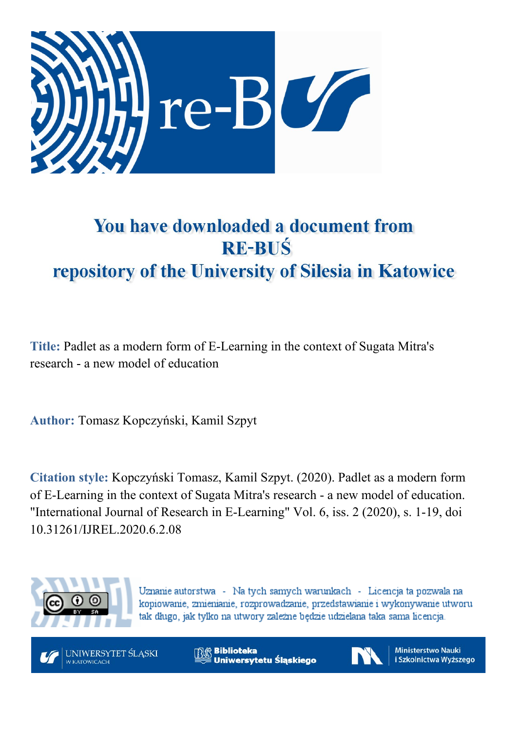# You have downloaded a document from RE-BUŚ repository of the University of Silesia in Katowice

**Title:** Padlet as a modern form of E-Learning in the context of Sugata Mitra's research - a new model of education

**Author:** Tomasz Kopczyński, Kamil Szpyt

**Citation style:** Kopczyński Tomasz, Kamil Szpyt. (2020). Padlet as a modern form of E-Learning in the context of Sugata Mitra's research - a new model of education. "International Journal of Research in E-Learning" Vol. 6, iss. 2 (2020), s. 1-19, doi 10.31261/IJREL.2020.6.2.08

Uznanie autorstwa - Na tych samych warunkach - Licencja ta pozwala na kopiowanie, zmienianie, rozprowadzanie, przedstawianie i wykonywanie utworu tak długo, jak tylko na utwory zależne będzie udzielana taka sama licencja.

UNIWERSYTET ŚLĄSKI W KATOWICACH | Biblioteka Uniwersytetu Śląskiego | Ministerstwo Nauki i Szkolnictwa Wyższego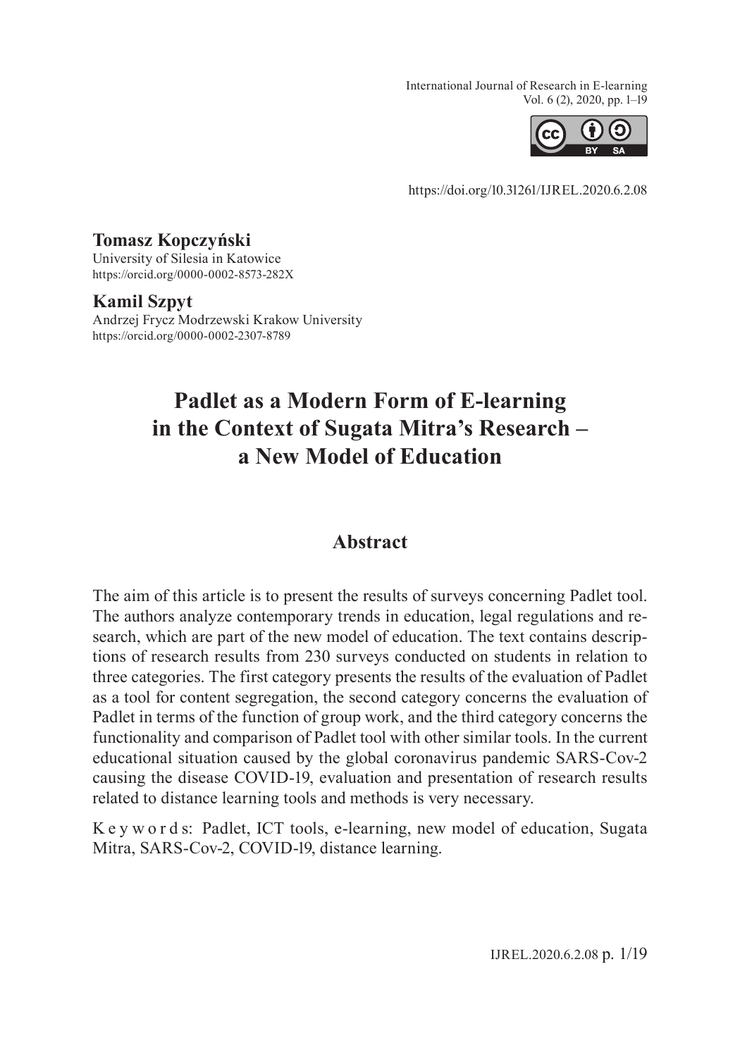**Tomasz Kopczyński**
University of Silesia in Katowice
https://orcid.org/0000-0002-8573-282X

**Kamil Szpyt**
Andrzej Frycz Modrzewski Krakow University
https://orcid.org/0000-0002-2307-8789

# Padlet as a Modern Form of E-learning in the Context of Sugata Mitra's Research – a New Model of Education

## Abstract

The aim of this article is to present the results of surveys concerning Padlet tool. The authors analyze contemporary trends in education, legal regulations and research, which are part of the new model of education. The text contains descriptions of research results from 230 surveys conducted on students in relation to three categories. The first category presents the results of the evaluation of Padlet as a tool for content segregation, the second category concerns the evaluation of Padlet in terms of the function of group work, and the third category concerns the functionality and comparison of Padlet tool with other similar tools. In the current educational situation caused by the global coronavirus pandemic SARS-Cov-2 causing the disease COVID-19, evaluation and presentation of research results related to distance learning tools and methods is very necessary.

Keywords: Padlet, ICT tools, e-learning, new model of education, Sugata Mitra, SARS-Cov-2, COVID-19, distance learning.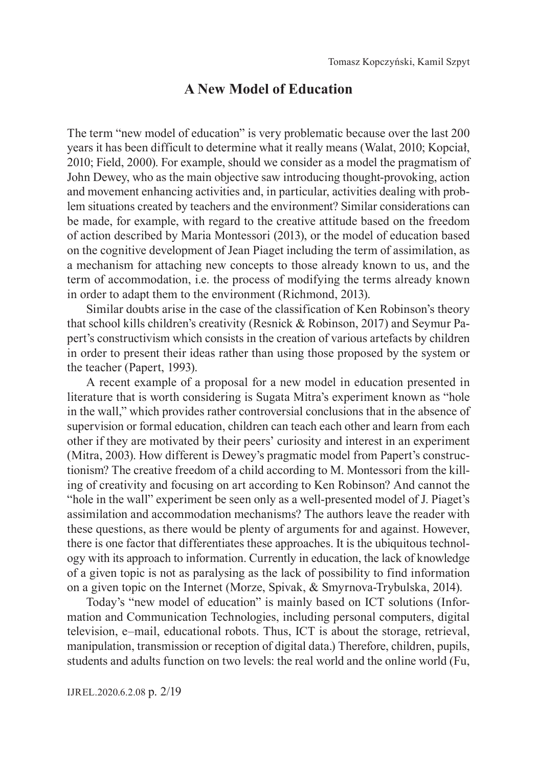## A New Model of Education

The term "new model of education" is very problematic because over the last 200 years it has been difficult to determine what it really means (Walat, 2010; Kopciał, 2010; Field, 2000). For example, should we consider as a model the pragmatism of John Dewey, who as the main objective saw introducing thought-provoking, action and movement enhancing activities and, in particular, activities dealing with problem situations created by teachers and the environment? Similar considerations can be made, for example, with regard to the creative attitude based on the freedom of action described by Maria Montessori (2013), or the model of education based on the cognitive development of Jean Piaget including the term of assimilation, as a mechanism for attaching new concepts to those already known to us, and the term of accommodation, i.e. the process of modifying the terms already known in order to adapt them to the environment (Richmond, 2013).

Similar doubts arise in the case of the classification of Ken Robinson's theory that school kills children's creativity (Resnick & Robinson, 2017) and Seymur Papert's constructivism which consists in the creation of various artefacts by children in order to present their ideas rather than using those proposed by the system or the teacher (Papert, 1993).

A recent example of a proposal for a new model in education presented in literature that is worth considering is Sugata Mitra's experiment known as "hole in the wall," which provides rather controversial conclusions that in the absence of supervision or formal education, children can teach each other and learn from each other if they are motivated by their peers' curiosity and interest in an experiment (Mitra, 2003). How different is Dewey's pragmatic model from Papert's constructionism? The creative freedom of a child according to M. Montessori from the killing of creativity and focusing on art according to Ken Robinson? And cannot the "hole in the wall" experiment be seen only as a well-presented model of J. Piaget's assimilation and accommodation mechanisms? The authors leave the reader with these questions, as there would be plenty of arguments for and against. However, there is one factor that differentiates these approaches. It is the ubiquitous technology with its approach to information. Currently in education, the lack of knowledge of a given topic is not as paralysing as the lack of possibility to find information on a given topic on the Internet (Morze, Spivak, & Smyrnova-Trybulska, 2014).

Today's "new model of education" is mainly based on ICT solutions (Information and Communication Technologies, including personal computers, digital television, e–mail, educational robots. Thus, ICT is about the storage, retrieval, manipulation, transmission or reception of digital data.) Therefore, children, pupils, students and adults function on two levels: the real world and the online world (Fu,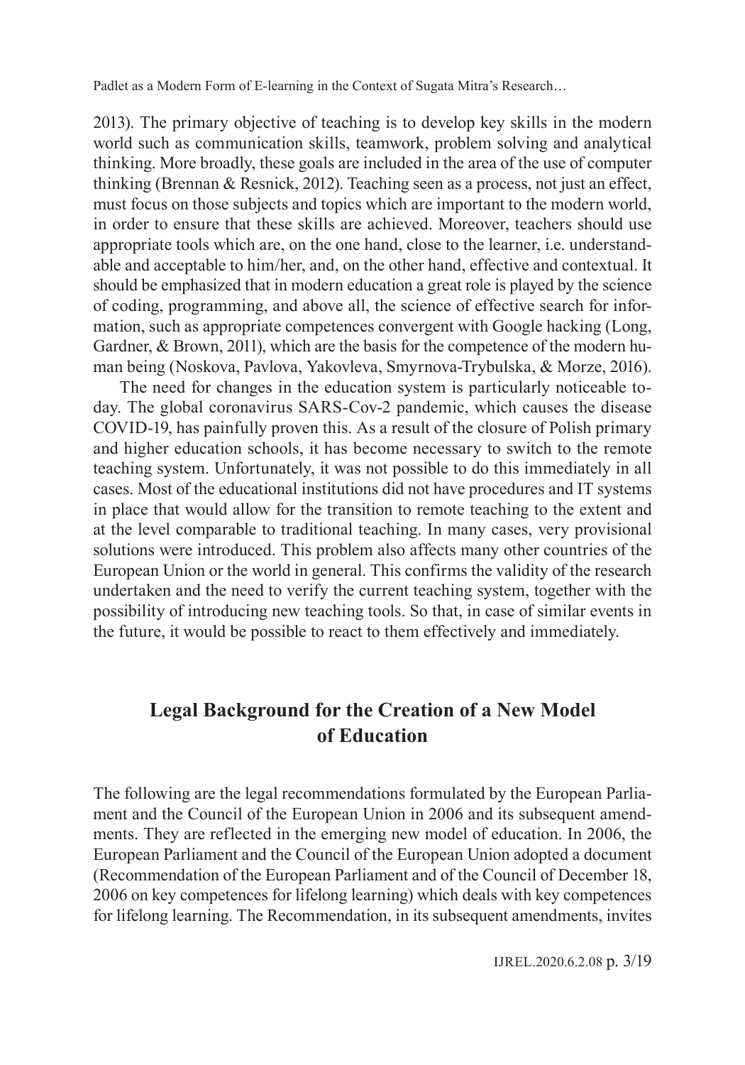2013). The primary objective of teaching is to develop key skills in the modern world such as communication skills, teamwork, problem solving and analytical thinking. More broadly, these goals are included in the area of the use of computer thinking (Brennan & Resnick, 2012). Teaching seen as a process, not just an effect, must focus on those subjects and topics which are important to the modern world, in order to ensure that these skills are achieved. Moreover, teachers should use appropriate tools which are, on the one hand, close to the learner, i.e. understandable and acceptable to him/her, and, on the other hand, effective and contextual. It should be emphasized that in modern education a great role is played by the science of coding, programming, and above all, the science of effective search for information, such as appropriate competences convergent with Google hacking (Long, Gardner, & Brown, 2011), which are the basis for the competence of the modern human being (Noskova, Pavlova, Yakovleva, Smyrnova-Trybulska, & Morze, 2016).

The need for changes in the education system is particularly noticeable today. The global coronavirus SARS-Cov-2 pandemic, which causes the disease COVID-19, has painfully proven this. As a result of the closure of Polish primary and higher education schools, it has become necessary to switch to the remote teaching system. Unfortunately, it was not possible to do this immediately in all cases. Most of the educational institutions did not have procedures and IT systems in place that would allow for the transition to remote teaching to the extent and at the level comparable to traditional teaching. In many cases, very provisional solutions were introduced. This problem also affects many other countries of the European Union or the world in general. This confirms the validity of the research undertaken and the need to verify the current teaching system, together with the possibility of introducing new teaching tools. So that, in case of similar events in the future, it would be possible to react to them effectively and immediately.

## Legal Background for the Creation of a New Model of Education

The following are the legal recommendations formulated by the European Parliament and the Council of the European Union in 2006 and its subsequent amendments. They are reflected in the emerging new model of education. In 2006, the European Parliament and the Council of the European Union adopted a document (Recommendation of the European Parliament and of the Council of December 18, 2006 on key competences for lifelong learning) which deals with key competences for lifelong learning. The Recommendation, in its subsequent amendments, invites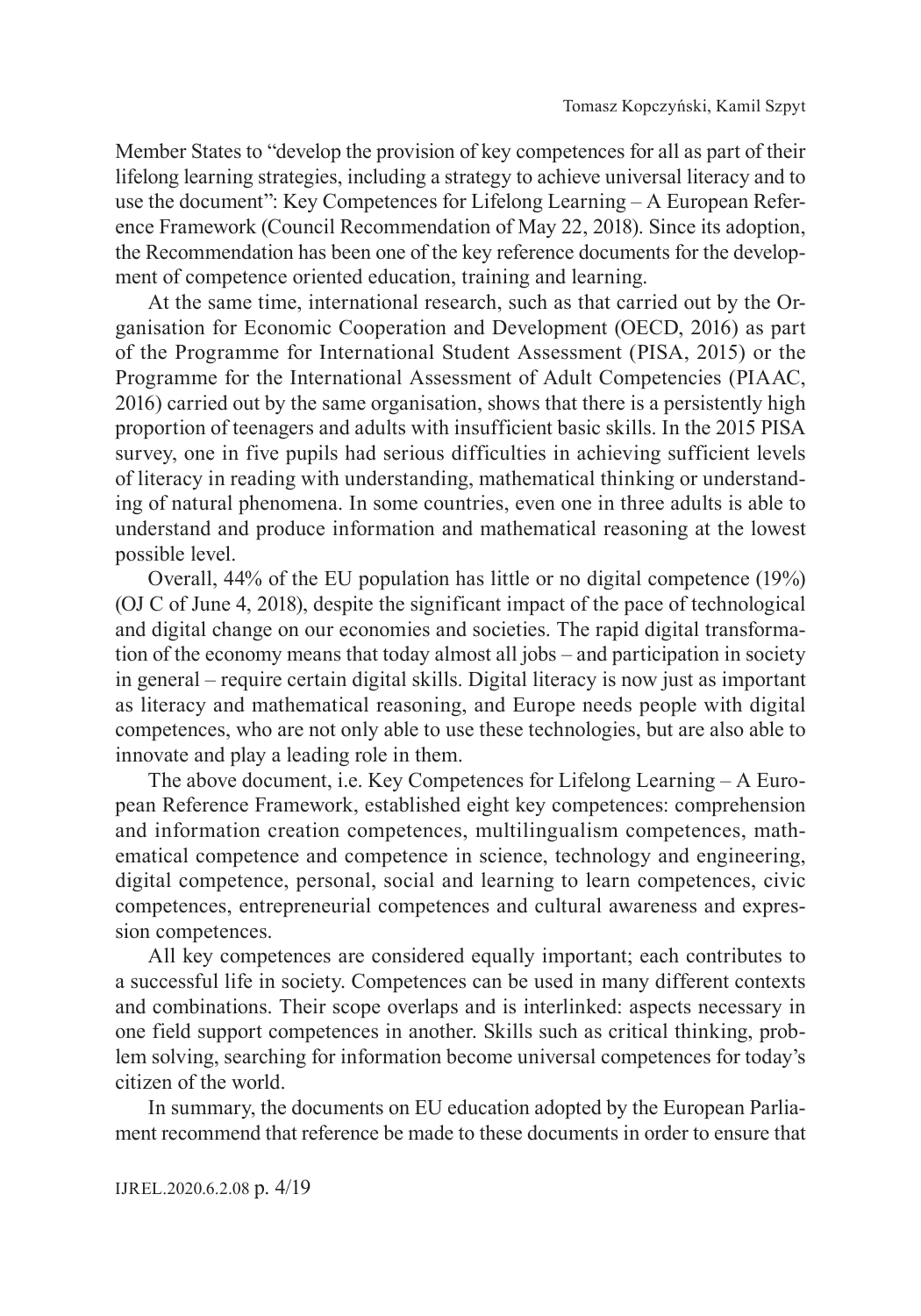Member States to "develop the provision of key competences for all as part of their lifelong learning strategies, including a strategy to achieve universal literacy and to use the document": Key Competences for Lifelong Learning – A European Reference Framework (Council Recommendation of May 22, 2018). Since its adoption, the Recommendation has been one of the key reference documents for the development of competence oriented education, training and learning.

At the same time, international research, such as that carried out by the Organisation for Economic Cooperation and Development (OECD, 2016) as part of the Programme for International Student Assessment (PISA, 2015) or the Programme for the International Assessment of Adult Competencies (PIAAC, 2016) carried out by the same organisation, shows that there is a persistently high proportion of teenagers and adults with insufficient basic skills. In the 2015 PISA survey, one in five pupils had serious difficulties in achieving sufficient levels of literacy in reading with understanding, mathematical thinking or understanding of natural phenomena. In some countries, even one in three adults is able to understand and produce information and mathematical reasoning at the lowest possible level.

Overall, 44% of the EU population has little or no digital competence (19%) (OJ C of June 4, 2018), despite the significant impact of the pace of technological and digital change on our economies and societies. The rapid digital transformation of the economy means that today almost all jobs – and participation in society in general – require certain digital skills. Digital literacy is now just as important as literacy and mathematical reasoning, and Europe needs people with digital competences, who are not only able to use these technologies, but are also able to innovate and play a leading role in them.

The above document, i.e. Key Competences for Lifelong Learning – A European Reference Framework, established eight key competences: comprehension and information creation competences, multilingualism competences, mathematical competence and competence in science, technology and engineering, digital competence, personal, social and learning to learn competences, civic competences, entrepreneurial competences and cultural awareness and expression competences.

All key competences are considered equally important; each contributes to a successful life in society. Competences can be used in many different contexts and combinations. Their scope overlaps and is interlinked: aspects necessary in one field support competences in another. Skills such as critical thinking, problem solving, searching for information become universal competences for today's citizen of the world.

In summary, the documents on EU education adopted by the European Parliament recommend that reference be made to these documents in order to ensure that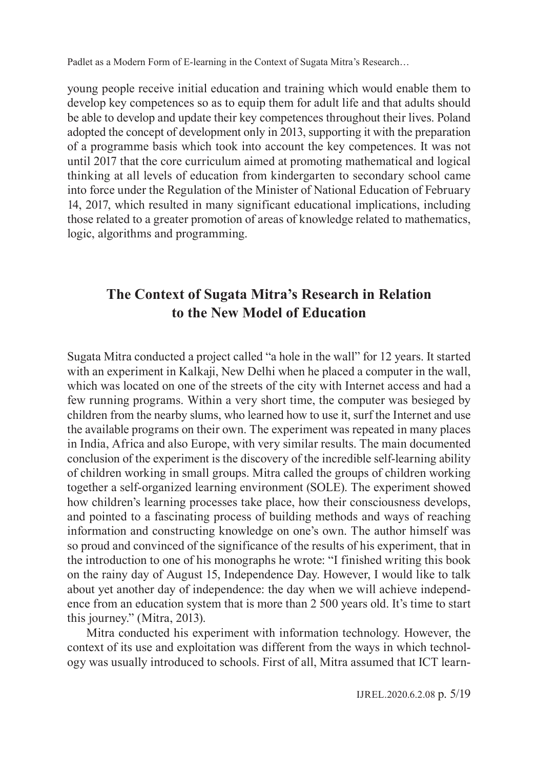young people receive initial education and training which would enable them to develop key competences so as to equip them for adult life and that adults should be able to develop and update their key competences throughout their lives. Poland adopted the concept of development only in 2013, supporting it with the preparation of a programme basis which took into account the key competences. It was not until 2017 that the core curriculum aimed at promoting mathematical and logical thinking at all levels of education from kindergarten to secondary school came into force under the Regulation of the Minister of National Education of February 14, 2017, which resulted in many significant educational implications, including those related to a greater promotion of areas of knowledge related to mathematics, logic, algorithms and programming.

## The Context of Sugata Mitra's Research in Relation to the New Model of Education

Sugata Mitra conducted a project called "a hole in the wall" for 12 years. It started with an experiment in Kalkaji, New Delhi when he placed a computer in the wall, which was located on one of the streets of the city with Internet access and had a few running programs. Within a very short time, the computer was besieged by children from the nearby slums, who learned how to use it, surf the Internet and use the available programs on their own. The experiment was repeated in many places in India, Africa and also Europe, with very similar results. The main documented conclusion of the experiment is the discovery of the incredible self-learning ability of children working in small groups. Mitra called the groups of children working together a self-organized learning environment (SOLE). The experiment showed how children's learning processes take place, how their consciousness develops, and pointed to a fascinating process of building methods and ways of reaching information and constructing knowledge on one's own. The author himself was so proud and convinced of the significance of the results of his experiment, that in the introduction to one of his monographs he wrote: "I finished writing this book on the rainy day of August 15, Independence Day. However, I would like to talk about yet another day of independence: the day when we will achieve independence from an education system that is more than 2 500 years old. It's time to start this journey." (Mitra, 2013).

Mitra conducted his experiment with information technology. However, the context of its use and exploitation was different from the ways in which technology was usually introduced to schools. First of all, Mitra assumed that ICT learn-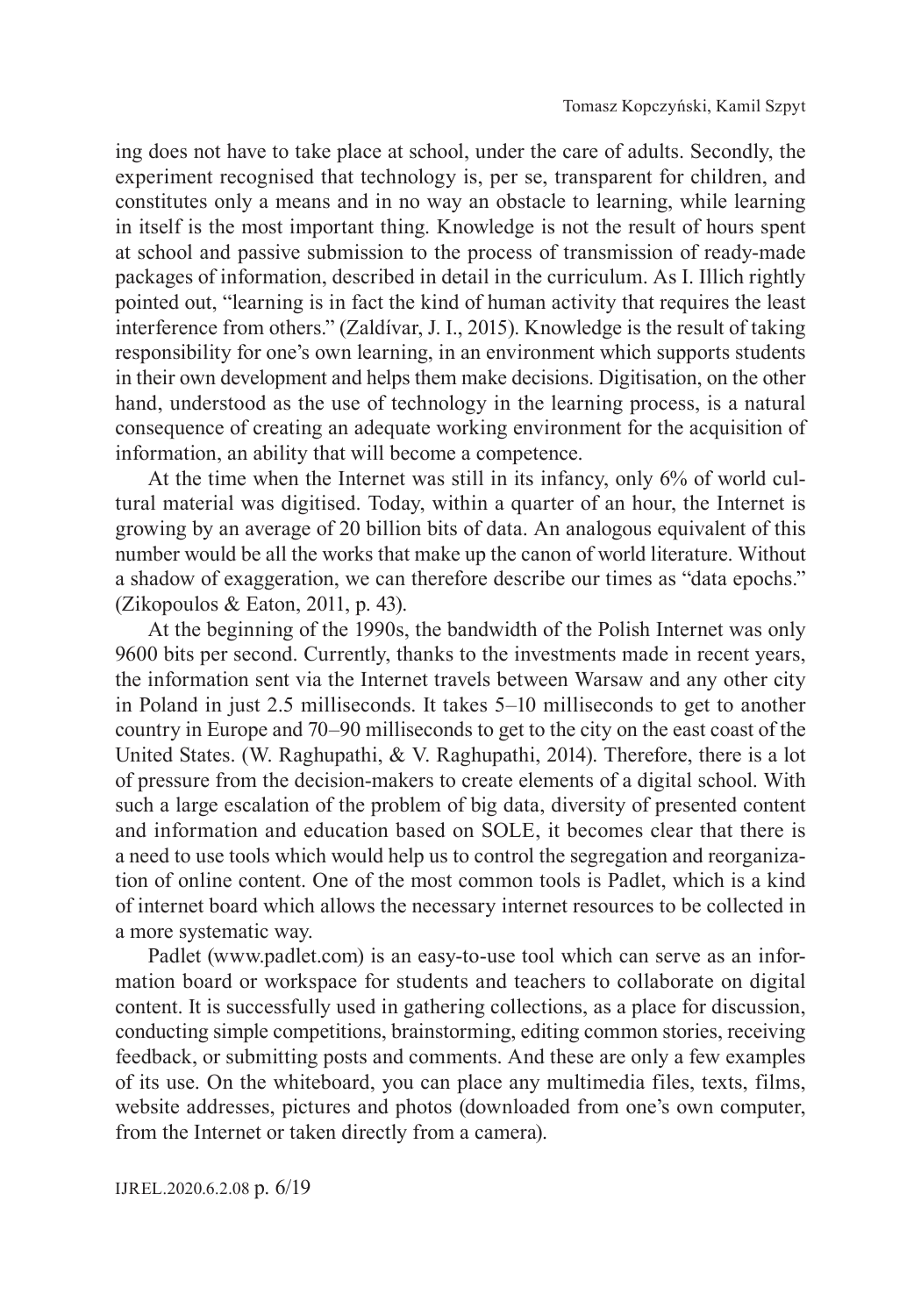ing does not have to take place at school, under the care of adults. Secondly, the experiment recognised that technology is, per se, transparent for children, and constitutes only a means and in no way an obstacle to learning, while learning in itself is the most important thing. Knowledge is not the result of hours spent at school and passive submission to the process of transmission of ready-made packages of information, described in detail in the curriculum. As I. Illich rightly pointed out, "learning is in fact the kind of human activity that requires the least interference from others." (Zaldívar, J. I., 2015). Knowledge is the result of taking responsibility for one's own learning, in an environment which supports students in their own development and helps them make decisions. Digitisation, on the other hand, understood as the use of technology in the learning process, is a natural consequence of creating an adequate working environment for the acquisition of information, an ability that will become a competence.

At the time when the Internet was still in its infancy, only 6% of world cultural material was digitised. Today, within a quarter of an hour, the Internet is growing by an average of 20 billion bits of data. An analogous equivalent of this number would be all the works that make up the canon of world literature. Without a shadow of exaggeration, we can therefore describe our times as "data epochs." (Zikopoulos & Eaton, 2011, p. 43).

At the beginning of the 1990s, the bandwidth of the Polish Internet was only 9600 bits per second. Currently, thanks to the investments made in recent years, the information sent via the Internet travels between Warsaw and any other city in Poland in just 2.5 milliseconds. It takes 5–10 milliseconds to get to another country in Europe and 70–90 milliseconds to get to the city on the east coast of the United States. (W. Raghupathi, & V. Raghupathi, 2014). Therefore, there is a lot of pressure from the decision-makers to create elements of a digital school. With such a large escalation of the problem of big data, diversity of presented content and information and education based on SOLE, it becomes clear that there is a need to use tools which would help us to control the segregation and reorganization of online content. One of the most common tools is Padlet, which is a kind of internet board which allows the necessary internet resources to be collected in a more systematic way.

Padlet (www.padlet.com) is an easy-to-use tool which can serve as an information board or workspace for students and teachers to collaborate on digital content. It is successfully used in gathering collections, as a place for discussion, conducting simple competitions, brainstorming, editing common stories, receiving feedback, or submitting posts and comments. And these are only a few examples of its use. On the whiteboard, you can place any multimedia files, texts, films, website addresses, pictures and photos (downloaded from one's own computer, from the Internet or taken directly from a camera).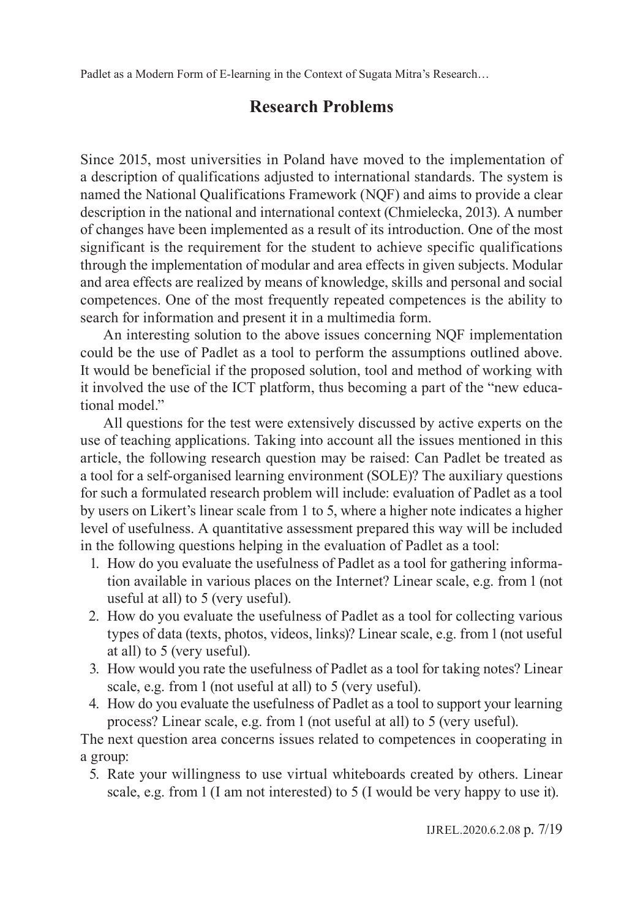## Research Problems

Since 2015, most universities in Poland have moved to the implementation of a description of qualifications adjusted to international standards. The system is named the National Qualifications Framework (NQF) and aims to provide a clear description in the national and international context (Chmielecka, 2013). A number of changes have been implemented as a result of its introduction. One of the most significant is the requirement for the student to achieve specific qualifications through the implementation of modular and area effects in given subjects. Modular and area effects are realized by means of knowledge, skills and personal and social competences. One of the most frequently repeated competences is the ability to search for information and present it in a multimedia form.

An interesting solution to the above issues concerning NQF implementation could be the use of Padlet as a tool to perform the assumptions outlined above. It would be beneficial if the proposed solution, tool and method of working with it involved the use of the ICT platform, thus becoming a part of the "new educational model."

All questions for the test were extensively discussed by active experts on the use of teaching applications. Taking into account all the issues mentioned in this article, the following research question may be raised: Can Padlet be treated as a tool for a self-organised learning environment (SOLE)? The auxiliary questions for such a formulated research problem will include: evaluation of Padlet as a tool by users on Likert's linear scale from 1 to 5, where a higher note indicates a higher level of usefulness. A quantitative assessment prepared this way will be included in the following questions helping in the evaluation of Padlet as a tool:

1. How do you evaluate the usefulness of Padlet as a tool for gathering information available in various places on the Internet? Linear scale, e.g. from 1 (not useful at all) to 5 (very useful).
2. How do you evaluate the usefulness of Padlet as a tool for collecting various types of data (texts, photos, videos, links)? Linear scale, e.g. from 1 (not useful at all) to 5 (very useful).
3. How would you rate the usefulness of Padlet as a tool for taking notes? Linear scale, e.g. from 1 (not useful at all) to 5 (very useful).
4. How do you evaluate the usefulness of Padlet as a tool to support your learning process? Linear scale, e.g. from 1 (not useful at all) to 5 (very useful).

The next question area concerns issues related to competences in cooperating in a group:

5. Rate your willingness to use virtual whiteboards created by others. Linear scale, e.g. from 1 (I am not interested) to 5 (I would be very happy to use it).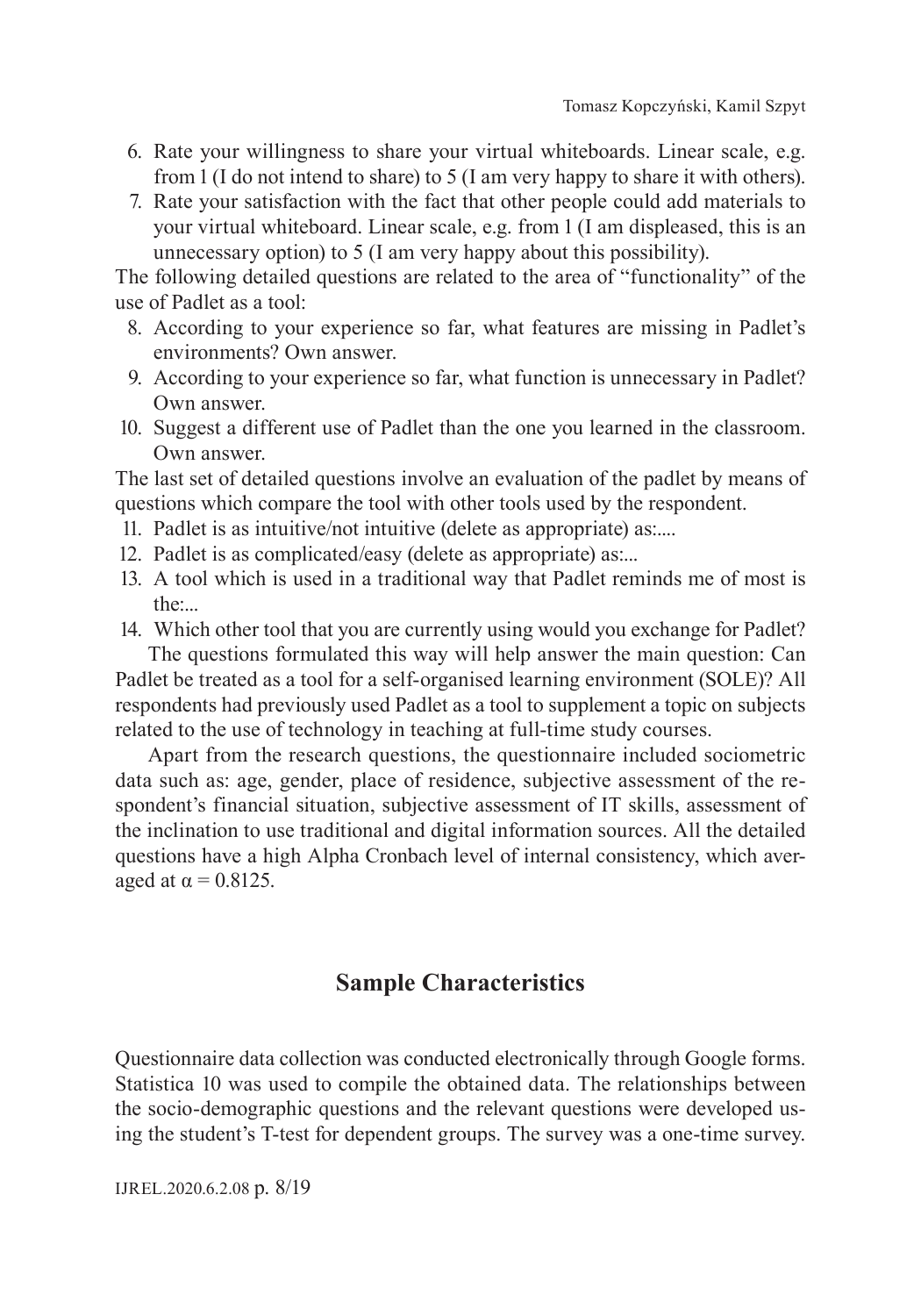6. Rate your willingness to share your virtual whiteboards. Linear scale, e.g. from 1 (I do not intend to share) to 5 (I am very happy to share it with others).
7. Rate your satisfaction with the fact that other people could add materials to your virtual whiteboard. Linear scale, e.g. from 1 (I am displeased, this is an unnecessary option) to 5 (I am very happy about this possibility).

The following detailed questions are related to the area of "functionality" of the use of Padlet as a tool:

8. According to your experience so far, what features are missing in Padlet's environments? Own answer.
9. According to your experience so far, what function is unnecessary in Padlet? Own answer.
10. Suggest a different use of Padlet than the one you learned in the classroom. Own answer.

The last set of detailed questions involve an evaluation of the padlet by means of questions which compare the tool with other tools used by the respondent.

11. Padlet is as intuitive/not intuitive (delete as appropriate) as:....
12. Padlet is as complicated/easy (delete as appropriate) as:...
13. A tool which is used in a traditional way that Padlet reminds me of most is the:...
14. Which other tool that you are currently using would you exchange for Padlet?

The questions formulated this way will help answer the main question: Can Padlet be treated as a tool for a self-organised learning environment (SOLE)? All respondents had previously used Padlet as a tool to supplement a topic on subjects related to the use of technology in teaching at full-time study courses.

Apart from the research questions, the questionnaire included sociometric data such as: age, gender, place of residence, subjective assessment of the respondent's financial situation, subjective assessment of IT skills, assessment of the inclination to use traditional and digital information sources. All the detailed questions have a high Alpha Cronbach level of internal consistency, which averaged at $\alpha = 0.8125$.

## Sample Characteristics

Questionnaire data collection was conducted electronically through Google forms. Statistica 10 was used to compile the obtained data. The relationships between the socio-demographic questions and the relevant questions were developed using the student's T-test for dependent groups. The survey was a one-time survey.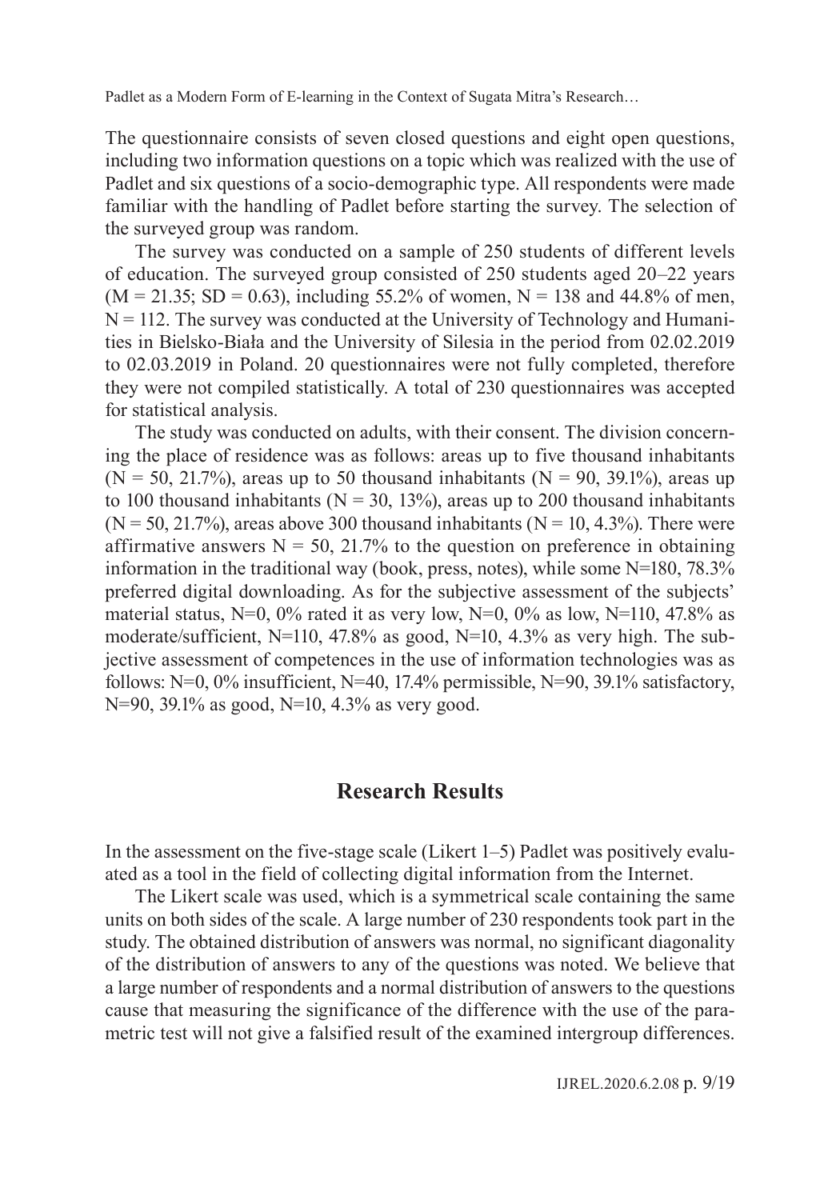The questionnaire consists of seven closed questions and eight open questions, including two information questions on a topic which was realized with the use of Padlet and six questions of a socio-demographic type. All respondents were made familiar with the handling of Padlet before starting the survey. The selection of the surveyed group was random.

The survey was conducted on a sample of 250 students of different levels of education. The surveyed group consisted of 250 students aged 20–22 years ($M = 21.35$; $SD = 0.63$), including 55.2% of women, $N = 138$ and 44.8% of men, $N = 112$. The survey was conducted at the University of Technology and Humanities in Bielsko-Biała and the University of Silesia in the period from 02.02.2019 to 02.03.2019 in Poland. 20 questionnaires were not fully completed, therefore they were not compiled statistically. A total of 230 questionnaires was accepted for statistical analysis.

The study was conducted on adults, with their consent. The division concerning the place of residence was as follows: areas up to five thousand inhabitants ($N = 50$, 21.7%), areas up to 50 thousand inhabitants ($N = 90$, 39.1%), areas up to 100 thousand inhabitants ($N = 30$, 13%), areas up to 200 thousand inhabitants ($N = 50$, 21.7%), areas above 300 thousand inhabitants ($N = 10$, 4.3%). There were affirmative answers $N = 50$, 21.7% to the question on preference in obtaining information in the traditional way (book, press, notes), while some $N=180$, 78.3% preferred digital downloading. As for the subjective assessment of the subjects' material status, $N=0$, 0% rated it as very low, $N=0$, 0% as low, $N=110$, 47.8% as moderate/sufficient, $N=110$, 47.8% as good, $N=10$, 4.3% as very high. The subjective assessment of competences in the use of information technologies was as follows: $N=0$, 0% insufficient, $N=40$, 17.4% permissible, $N=90$, 39.1% satisfactory, $N=90$, 39.1% as good, $N=10$, 4.3% as very good.

## Research Results

In the assessment on the five-stage scale (Likert 1–5) Padlet was positively evaluated as a tool in the field of collecting digital information from the Internet.

The Likert scale was used, which is a symmetrical scale containing the same units on both sides of the scale. A large number of 230 respondents took part in the study. The obtained distribution of answers was normal, no significant diagonality of the distribution of answers to any of the questions was noted. We believe that a large number of respondents and a normal distribution of answers to the questions cause that measuring the significance of the difference with the use of the parametric test will not give a falsified result of the examined intergroup differences.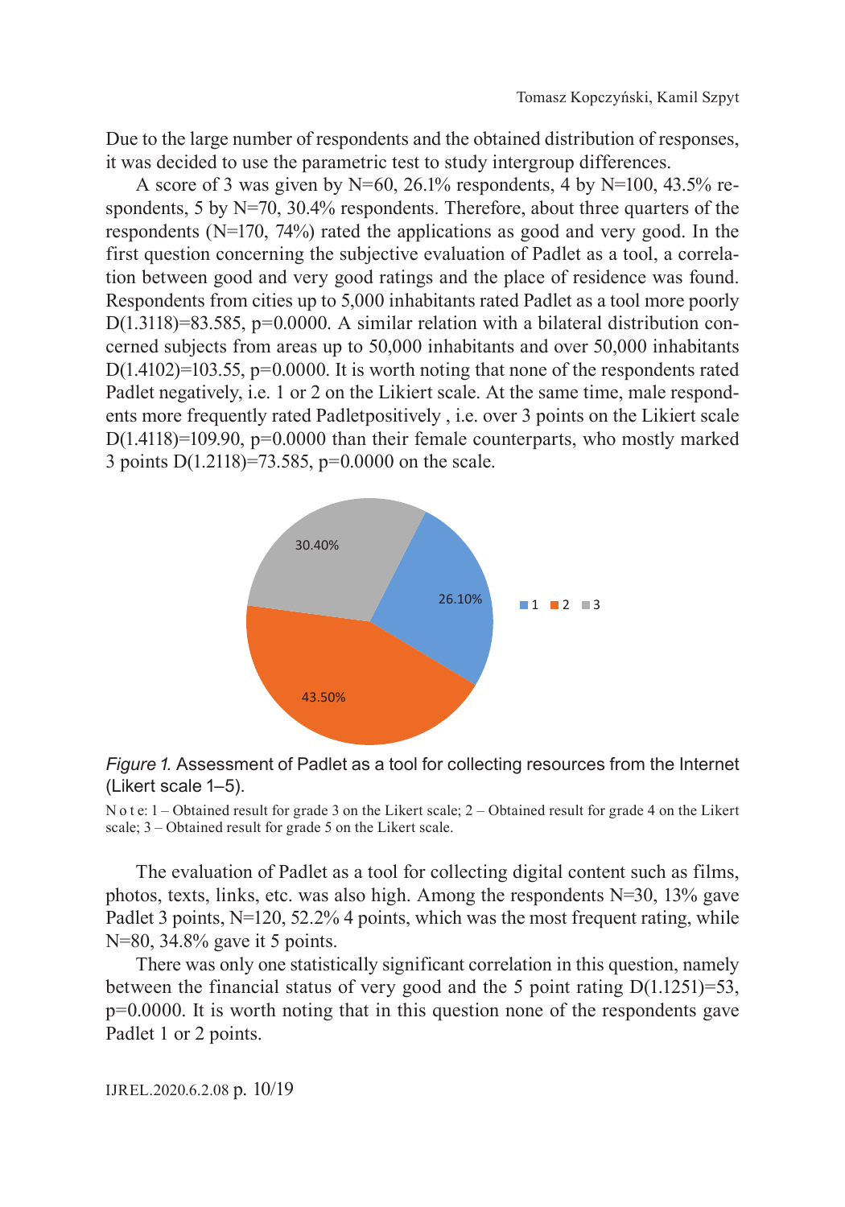Due to the large number of respondents and the obtained distribution of responses, it was decided to use the parametric test to study intergroup differences.

A score of 3 was given by N=60, 26.1% respondents, 4 by N=100, 43.5% respondents, 5 by N=70, 30.4% respondents. Therefore, about three quarters of the respondents (N=170, 74%) rated the applications as good and very good. In the first question concerning the subjective evaluation of Padlet as a tool, a correlation between good and very good ratings and the place of residence was found. Respondents from cities up to 5,000 inhabitants rated Padlet as a tool more poorly D(1.3118)=83.585, p=0.0000. A similar relation with a bilateral distribution concerned subjects from areas up to 50,000 inhabitants and over 50,000 inhabitants D(1.4102)=103.55, p=0.0000. It is worth noting that none of the respondents rated Padlet negatively, i.e. 1 or 2 on the Likiert scale. At the same time, male respondents more frequently rated Padletpositively , i.e. over 3 points on the Likiert scale D(1.4118)=109.90, p=0.0000 than their female counterparts, who mostly marked 3 points D(1.2118)=73.585, p=0.0000 on the scale.

*Figure 1.* Assessment of Padlet as a tool for collecting resources from the Internet (Likert scale 1–5).

Note: 1 – Obtained result for grade 3 on the Likert scale; 2 – Obtained result for grade 4 on the Likert scale; 3 – Obtained result for grade 5 on the Likert scale.

The evaluation of Padlet as a tool for collecting digital content such as films, photos, texts, links, etc. was also high. Among the respondents N=30, 13% gave Padlet 3 points, N=120, 52.2% 4 points, which was the most frequent rating, while N=80, 34.8% gave it 5 points.

There was only one statistically significant correlation in this question, namely between the financial status of very good and the 5 point rating D(1.1251)=53, p=0.0000. It is worth noting that in this question none of the respondents gave Padlet 1 or 2 points.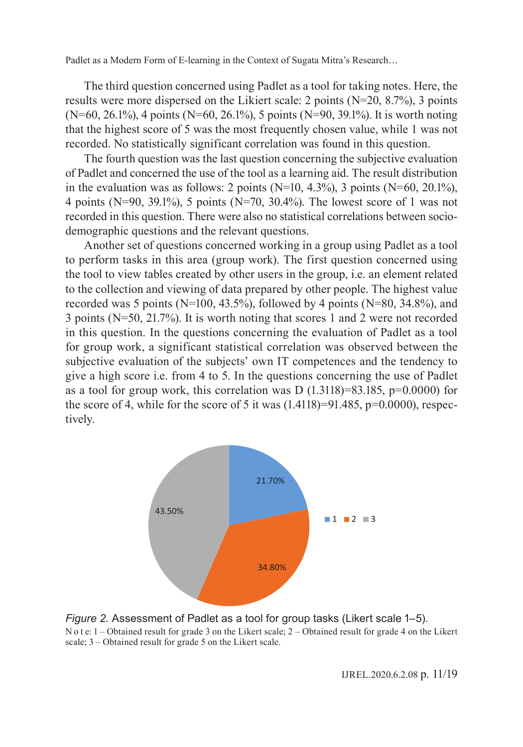The third question concerned using Padlet as a tool for taking notes. Here, the results were more dispersed on the Likiert scale: 2 points (N=20, 8.7%), 3 points (N=60, 26.1%), 4 points (N=60, 26.1%), 5 points (N=90, 39.1%). It is worth noting that the highest score of 5 was the most frequently chosen value, while 1 was not recorded. No statistically significant correlation was found in this question.

The fourth question was the last question concerning the subjective evaluation of Padlet and concerned the use of the tool as a learning aid. The result distribution in the evaluation was as follows: 2 points (N=10, 4.3%), 3 points (N=60, 20.1%), 4 points (N=90, 39.1%), 5 points (N=70, 30.4%). The lowest score of 1 was not recorded in this question. There were also no statistical correlations between socio-demographic questions and the relevant questions.

Another set of questions concerned working in a group using Padlet as a tool to perform tasks in this area (group work). The first question concerned using the tool to view tables created by other users in the group, i.e. an element related to the collection and viewing of data prepared by other people. The highest value recorded was 5 points (N=100, 43.5%), followed by 4 points (N=80, 34.8%), and 3 points (N=50, 21.7%). It is worth noting that scores 1 and 2 were not recorded in this question. In the questions concerning the evaluation of Padlet as a tool for group work, a significant statistical correlation was observed between the subjective evaluation of the subjects' own IT competences and the tendency to give a high score i.e. from 4 to 5. In the questions concerning the use of Padlet as a tool for group work, this correlation was D (1.3118)=83.185, p=0.0000) for the score of 4, while for the score of 5 it was (1.4118)=91.485, p=0.0000), respectively.

*Figure 2.* Assessment of Padlet as a tool for group tasks (Likert scale 1–5).

Note: 1 – Obtained result for grade 3 on the Likert scale; 2 – Obtained result for grade 4 on the Likert scale; 3 – Obtained result for grade 5 on the Likert scale.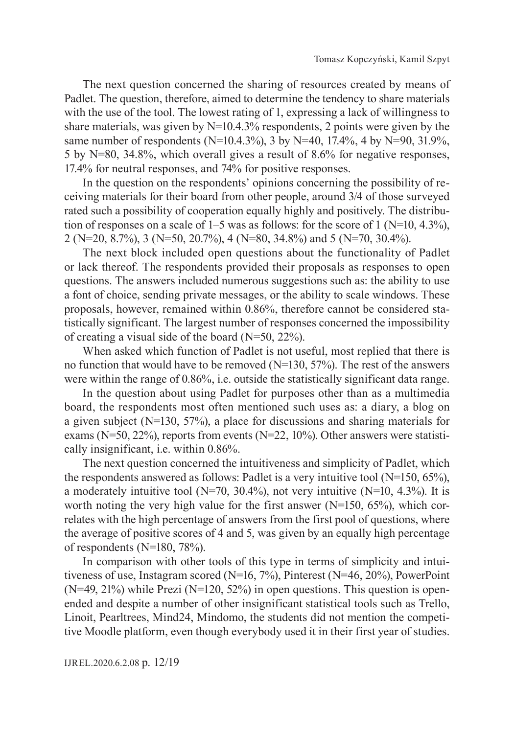The next question concerned the sharing of resources created by means of Padlet. The question, therefore, aimed to determine the tendency to share materials with the use of the tool. The lowest rating of 1, expressing a lack of willingness to share materials, was given by N=10.4.3% respondents, 2 points were given by the same number of respondents (N=10.4.3%), 3 by N=40, 17.4%, 4 by N=90, 31.9%, 5 by N=80, 34.8%, which overall gives a result of 8.6% for negative responses, 17.4% for neutral responses, and 74% for positive responses.

In the question on the respondents' opinions concerning the possibility of receiving materials for their board from other people, around 3/4 of those surveyed rated such a possibility of cooperation equally highly and positively. The distribution of responses on a scale of 1–5 was as follows: for the score of 1 (N=10, 4.3%), 2 (N=20, 8.7%), 3 (N=50, 20.7%), 4 (N=80, 34.8%) and 5 (N=70, 30.4%).

The next block included open questions about the functionality of Padlet or lack thereof. The respondents provided their proposals as responses to open questions. The answers included numerous suggestions such as: the ability to use a font of choice, sending private messages, or the ability to scale windows. These proposals, however, remained within 0.86%, therefore cannot be considered statistically significant. The largest number of responses concerned the impossibility of creating a visual side of the board (N=50, 22%).

When asked which function of Padlet is not useful, most replied that there is no function that would have to be removed (N=130, 57%). The rest of the answers were within the range of 0.86%, i.e. outside the statistically significant data range.

In the question about using Padlet for purposes other than as a multimedia board, the respondents most often mentioned such uses as: a diary, a blog on a given subject (N=130, 57%), a place for discussions and sharing materials for exams (N=50, 22%), reports from events (N=22, 10%). Other answers were statistically insignificant, i.e. within 0.86%.

The next question concerned the intuitiveness and simplicity of Padlet, which the respondents answered as follows: Padlet is a very intuitive tool (N=150, 65%), a moderately intuitive tool (N=70, 30.4%), not very intuitive (N=10, 4.3%). It is worth noting the very high value for the first answer (N=150, 65%), which correlates with the high percentage of answers from the first pool of questions, where the average of positive scores of 4 and 5, was given by an equally high percentage of respondents (N=180, 78%).

In comparison with other tools of this type in terms of simplicity and intuitiveness of use, Instagram scored (N=16, 7%), Pinterest (N=46, 20%), PowerPoint (N=49, 21%) while Prezi (N=120, 52%) in open questions. This question is open-ended and despite a number of other insignificant statistical tools such as Trello, Linoit, Pearltrees, Mind24, Mindomo, the students did not mention the competitive Moodle platform, even though everybody used it in their first year of studies.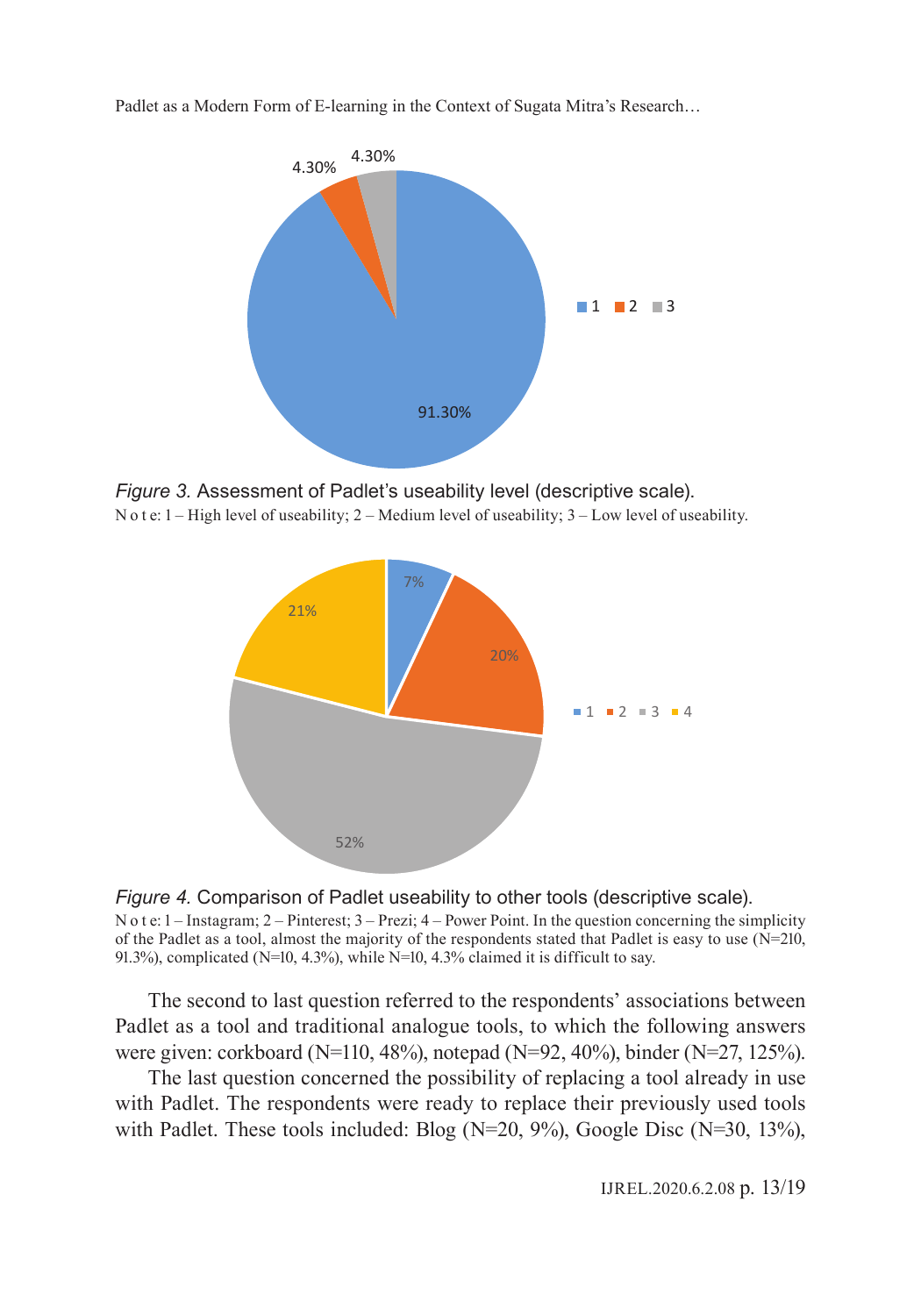*Figure 3.* Assessment of Padlet's useability level (descriptive scale).

N o t e: 1 – High level of useability; 2 – Medium level of useability; 3 – Low level of useability.

*Figure 4.* Comparison of Padlet useability to other tools (descriptive scale).

N o t e: 1 – Instagram; 2 – Pinterest; 3 – Prezi; 4 – Power Point. In the question concerning the simplicity of the Padlet as a tool, almost the majority of the respondents stated that Padlet is easy to use (N=210, 91.3%), complicated (N=10, 4.3%), while N=10, 4.3% claimed it is difficult to say.

The second to last question referred to the respondents' associations between Padlet as a tool and traditional analogue tools, to which the following answers were given: corkboard (N=110, 48%), notepad (N=92, 40%), binder (N=27, 125%).

The last question concerned the possibility of replacing a tool already in use with Padlet. The respondents were ready to replace their previously used tools with Padlet. These tools included: Blog (N=20, 9%), Google Disc (N=30, 13%),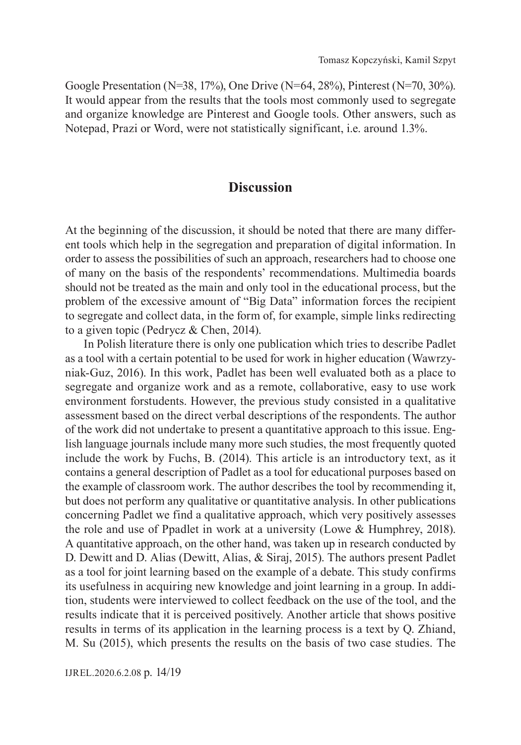Google Presentation (N=38, 17%), One Drive (N=64, 28%), Pinterest (N=70, 30%). It would appear from the results that the tools most commonly used to segregate and organize knowledge are Pinterest and Google tools. Other answers, such as Notepad, Prazi or Word, were not statistically significant, i.e. around 1.3%.

## Discussion

At the beginning of the discussion, it should be noted that there are many different tools which help in the segregation and preparation of digital information. In order to assess the possibilities of such an approach, researchers had to choose one of many on the basis of the respondents' recommendations. Multimedia boards should not be treated as the main and only tool in the educational process, but the problem of the excessive amount of "Big Data" information forces the recipient to segregate and collect data, in the form of, for example, simple links redirecting to a given topic (Pedrycz & Chen, 2014).

In Polish literature there is only one publication which tries to describe Padlet as a tool with a certain potential to be used for work in higher education (Wawrzyniak-Guz, 2016). In this work, Padlet has been well evaluated both as a place to segregate and organize work and as a remote, collaborative, easy to use work environment forstudents. However, the previous study consisted in a qualitative assessment based on the direct verbal descriptions of the respondents. The author of the work did not undertake to present a quantitative approach to this issue. English language journals include many more such studies, the most frequently quoted include the work by Fuchs, B. (2014). This article is an introductory text, as it contains a general description of Padlet as a tool for educational purposes based on the example of classroom work. The author describes the tool by recommending it, but does not perform any qualitative or quantitative analysis. In other publications concerning Padlet we find a qualitative approach, which very positively assesses the role and use of Ppadlet in work at a university (Lowe & Humphrey, 2018). A quantitative approach, on the other hand, was taken up in research conducted by D. Dewitt and D. Alias (Dewitt, Alias, & Siraj, 2015). The authors present Padlet as a tool for joint learning based on the example of a debate. This study confirms its usefulness in acquiring new knowledge and joint learning in a group. In addition, students were interviewed to collect feedback on the use of the tool, and the results indicate that it is perceived positively. Another article that shows positive results in terms of its application in the learning process is a text by Q. Zhiand, M. Su (2015), which presents the results on the basis of two case studies. The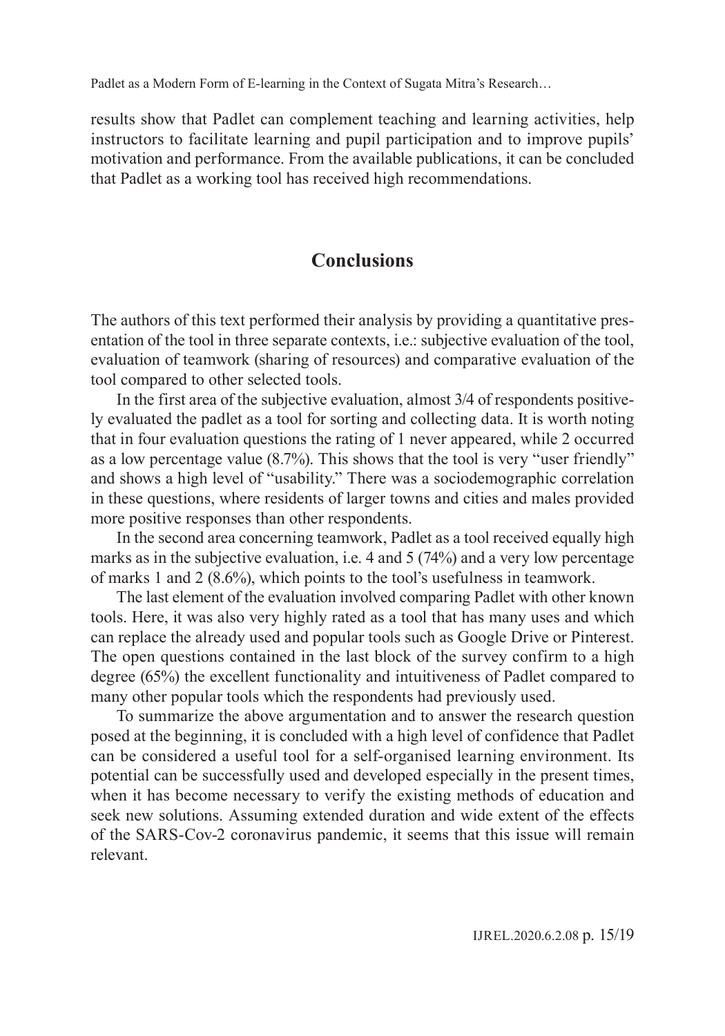results show that Padlet can complement teaching and learning activities, help instructors to facilitate learning and pupil participation and to improve pupils' motivation and performance. From the available publications, it can be concluded that Padlet as a working tool has received high recommendations.

## Conclusions

The authors of this text performed their analysis by providing a quantitative presentation of the tool in three separate contexts, i.e.: subjective evaluation of the tool, evaluation of teamwork (sharing of resources) and comparative evaluation of the tool compared to other selected tools.

In the first area of the subjective evaluation, almost 3/4 of respondents positively evaluated the padlet as a tool for sorting and collecting data. It is worth noting that in four evaluation questions the rating of 1 never appeared, while 2 occurred as a low percentage value (8.7%). This shows that the tool is very "user friendly" and shows a high level of "usability." There was a sociodemographic correlation in these questions, where residents of larger towns and cities and males provided more positive responses than other respondents.

In the second area concerning teamwork, Padlet as a tool received equally high marks as in the subjective evaluation, i.e. 4 and 5 (74%) and a very low percentage of marks 1 and 2 (8.6%), which points to the tool's usefulness in teamwork.

The last element of the evaluation involved comparing Padlet with other known tools. Here, it was also very highly rated as a tool that has many uses and which can replace the already used and popular tools such as Google Drive or Pinterest. The open questions contained in the last block of the survey confirm to a high degree (65%) the excellent functionality and intuitiveness of Padlet compared to many other popular tools which the respondents had previously used.

To summarize the above argumentation and to answer the research question posed at the beginning, it is concluded with a high level of confidence that Padlet can be considered a useful tool for a self-organised learning environment. Its potential can be successfully used and developed especially in the present times, when it has become necessary to verify the existing methods of education and seek new solutions. Assuming extended duration and wide extent of the effects of the SARS-Cov-2 coronavirus pandemic, it seems that this issue will remain relevant.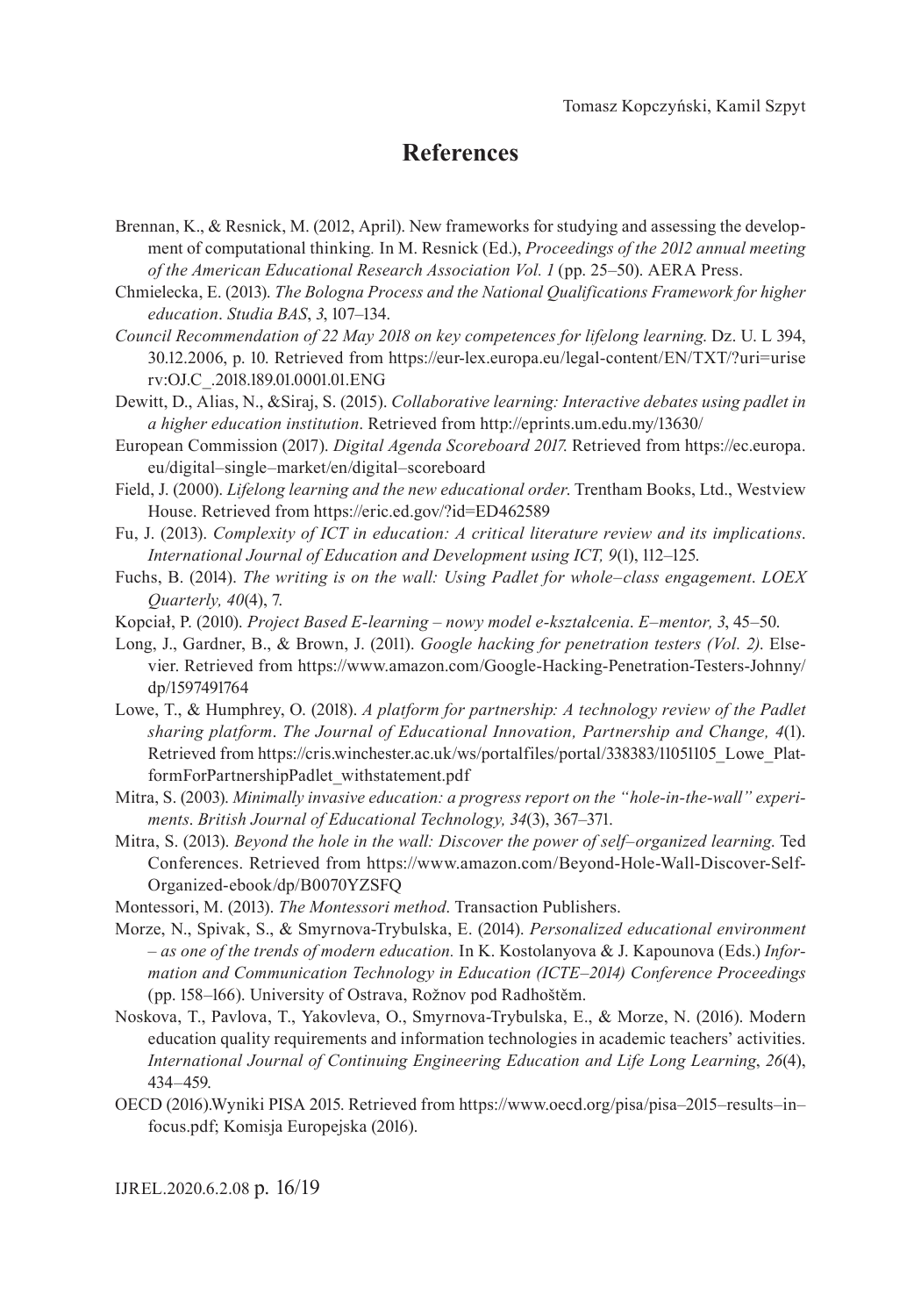## References

Brennan, K., & Resnick, M. (2012, April). New frameworks for studying and assessing the development of computational thinking. In M. Resnick (Ed.), *Proceedings of the 2012 annual meeting of the American Educational Research Association Vol. 1* (pp. 25–50). AERA Press.

Chmielecka, E. (2013). *The Bologna Process and the National Qualifications Framework for higher education*. *Studia BAS*, *3*, 107–134.

*Council Recommendation of 22 May 2018 on key competences for lifelong learning*. Dz. U. L 394, 30.12.2006, p. 10. Retrieved from https://eur-lex.europa.eu/legal-content/EN/TXT/?uri=uriserv:OJ.C_.2018.189.01.0001.01.ENG

Dewitt, D., Alias, N., &Siraj, S. (2015). *Collaborative learning: Interactive debates using padlet in a higher education institution*. Retrieved from http://eprints.um.edu.my/13630/

European Commission (2017). *Digital Agenda Scoreboard 2017.* Retrieved from https://ec.europa.eu/digital–single–market/en/digital–scoreboard

Field, J. (2000). *Lifelong learning and the new educational order*. Trentham Books, Ltd., Westview House. Retrieved from https://eric.ed.gov/?id=ED462589

Fu, J. (2013). *Complexity of ICT in education: A critical literature review and its implications*. *International Journal of Education and Development using ICT, 9*(1), 112–125.

Fuchs, B. (2014). *The writing is on the wall: Using Padlet for whole–class engagement*. *LOEX Quarterly, 40*(4), 7.

Kopciał, P. (2010). *Project Based E-learning – nowy model e-kształcenia*. *E–mentor, 3*, 45–50.

Long, J., Gardner, B., & Brown, J. (2011). *Google hacking for penetration testers (Vol. 2)*. Elsevier. Retrieved from https://www.amazon.com/Google-Hacking-Penetration-Testers-Johnny/dp/1597491764

Lowe, T., & Humphrey, O. (2018). *A platform for partnership: A technology review of the Padlet sharing platform*. *The Journal of Educational Innovation, Partnership and Change, 4*(1). Retrieved from https://cris.winchester.ac.uk/ws/portalfiles/portal/338383/11051105_Lowe_PlatformForPartnershipPadlet_withstatement.pdf

Mitra, S. (2003). *Minimally invasive education: a progress report on the "hole-in-the-wall" experiments*. *British Journal of Educational Technology, 34*(3), 367–371.

Mitra, S. (2013). *Beyond the hole in the wall: Discover the power of self–organized learning.* Ted Conferences. Retrieved from https://www.amazon.com/Beyond-Hole-Wall-Discover-Self-Organized-ebook/dp/B0070YZSFQ

Montessori, M. (2013). *The Montessori method*. Transaction Publishers.

Morze, N., Spivak, S., & Smyrnova-Trybulska, E. (2014). *Personalized educational environment – as one of the trends of modern education.* In K. Kostolanyova & J. Kapounova (Eds.) *Information and Communication Technology in Education (ICTE–2014) Conference Proceedings* (pp. 158–166). University of Ostrava, Rožnov pod Radhoštěm.

Noskova, T., Pavlova, T., Yakovleva, O., Smyrnova-Trybulska, E., & Morze, N. (2016). Modern education quality requirements and information technologies in academic teachers' activities. *International Journal of Continuing Engineering Education and Life Long Learning*, *26*(4), 434–459.

OECD (2016).Wyniki PISA 2015. Retrieved from https://www.oecd.org/pisa/pisa–2015–results–in–focus.pdf; Komisja Europejska (2016).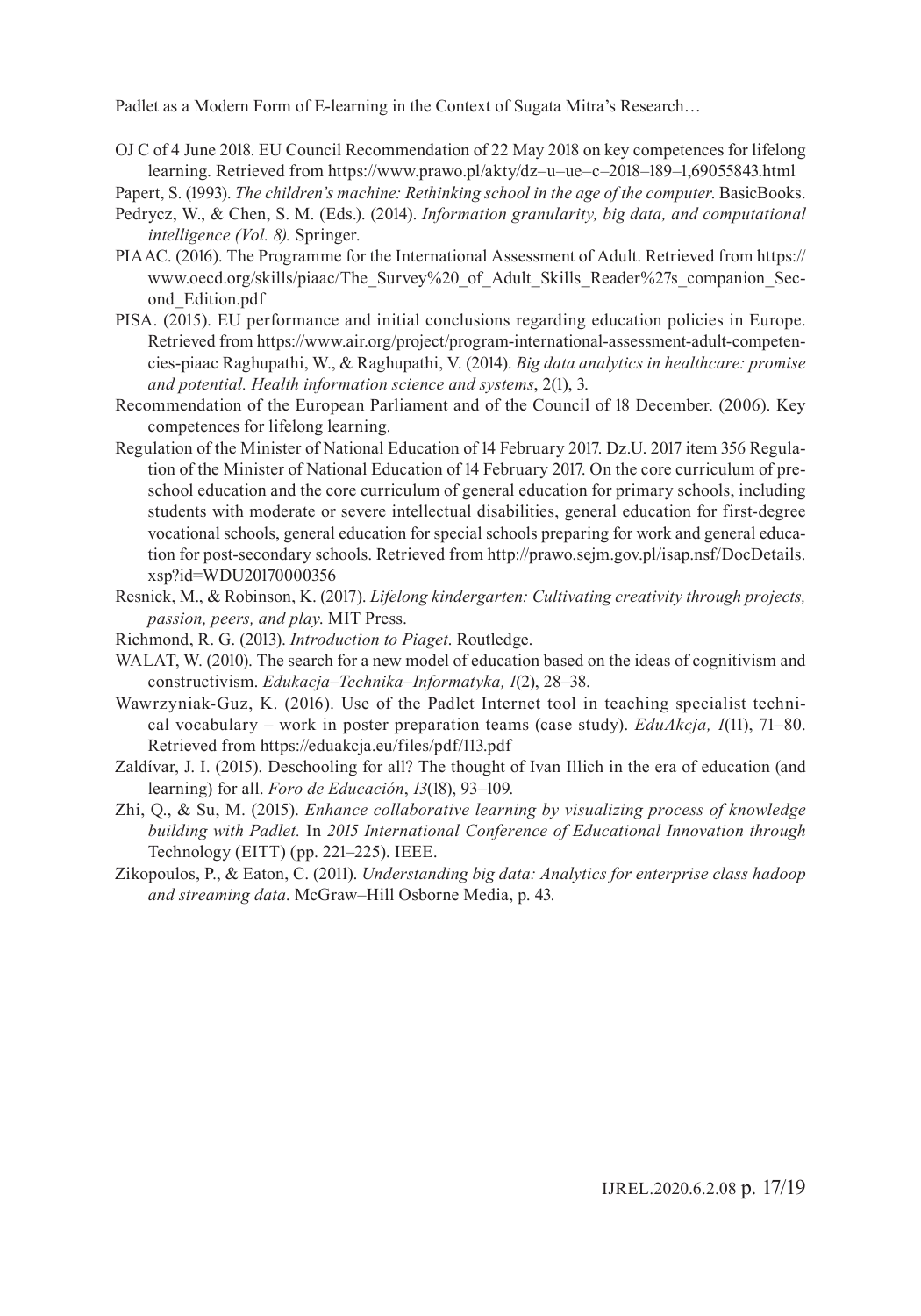OJ C of 4 June 2018. EU Council Recommendation of 22 May 2018 on key competences for lifelong learning. Retrieved from https://www.prawo.pl/akty/dz–u–ue–c–2018–189–1,69055843.html

Papert, S. (1993). *The children's machine: Rethinking school in the age of the computer*. BasicBooks.

Pedrycz, W., & Chen, S. M. (Eds.). (2014). *Information granularity, big data, and computational intelligence (Vol. 8).* Springer.

PIAAC. (2016). The Programme for the International Assessment of Adult. Retrieved from https://www.oecd.org/skills/piaac/The_Survey%20_of_Adult_Skills_Reader%27s_companion_Second_Edition.pdf

PISA. (2015). EU performance and initial conclusions regarding education policies in Europe. Retrieved from https://www.air.org/project/program-international-assessment-adult-competencies-piaac Raghupathi, W., & Raghupathi, V. (2014). *Big data analytics in healthcare: promise and potential. Health information science and systems*, 2(1), 3.

Recommendation of the European Parliament and of the Council of 18 December. (2006). Key competences for lifelong learning.

Regulation of the Minister of National Education of 14 February 2017. Dz.U. 2017 item 356 Regulation of the Minister of National Education of 14 February 2017. On the core curriculum of preschool education and the core curriculum of general education for primary schools, including students with moderate or severe intellectual disabilities, general education for first-degree vocational schools, general education for special schools preparing for work and general education for post-secondary schools. Retrieved from http://prawo.sejm.gov.pl/isap.nsf/DocDetails.xsp?id=WDU20170000356

Resnick, M., & Robinson, K. (2017). *Lifelong kindergarten: Cultivating creativity through projects, passion, peers, and play*. MIT Press.

Richmond, R. G. (2013). *Introduction to Piaget*. Routledge.

WALAT, W. (2010). The search for a new model of education based on the ideas of cognitivism and constructivism. *Edukacja–Technika–Informatyka, 1*(2), 28–38.

Wawrzyniak-Guz, K. (2016). Use of the Padlet Internet tool in teaching specialist technical vocabulary – work in poster preparation teams (case study). *EduAkcja, 1*(11), 71–80. Retrieved from https://eduakcja.eu/files/pdf/113.pdf

Zaldívar, J. I. (2015). Deschooling for all? The thought of Ivan Illich in the era of education (and learning) for all. *Foro de Educación*, *13*(18), 93–109.

Zhi, Q., & Su, M. (2015). *Enhance collaborative learning by visualizing process of knowledge building with Padlet.* In *2015 International Conference of Educational Innovation through* Technology (EITT) (pp. 221–225). IEEE.

Zikopoulos, P., & Eaton, C. (2011). *Understanding big data: Analytics for enterprise class hadoop and streaming data*. McGraw–Hill Osborne Media, p. 43.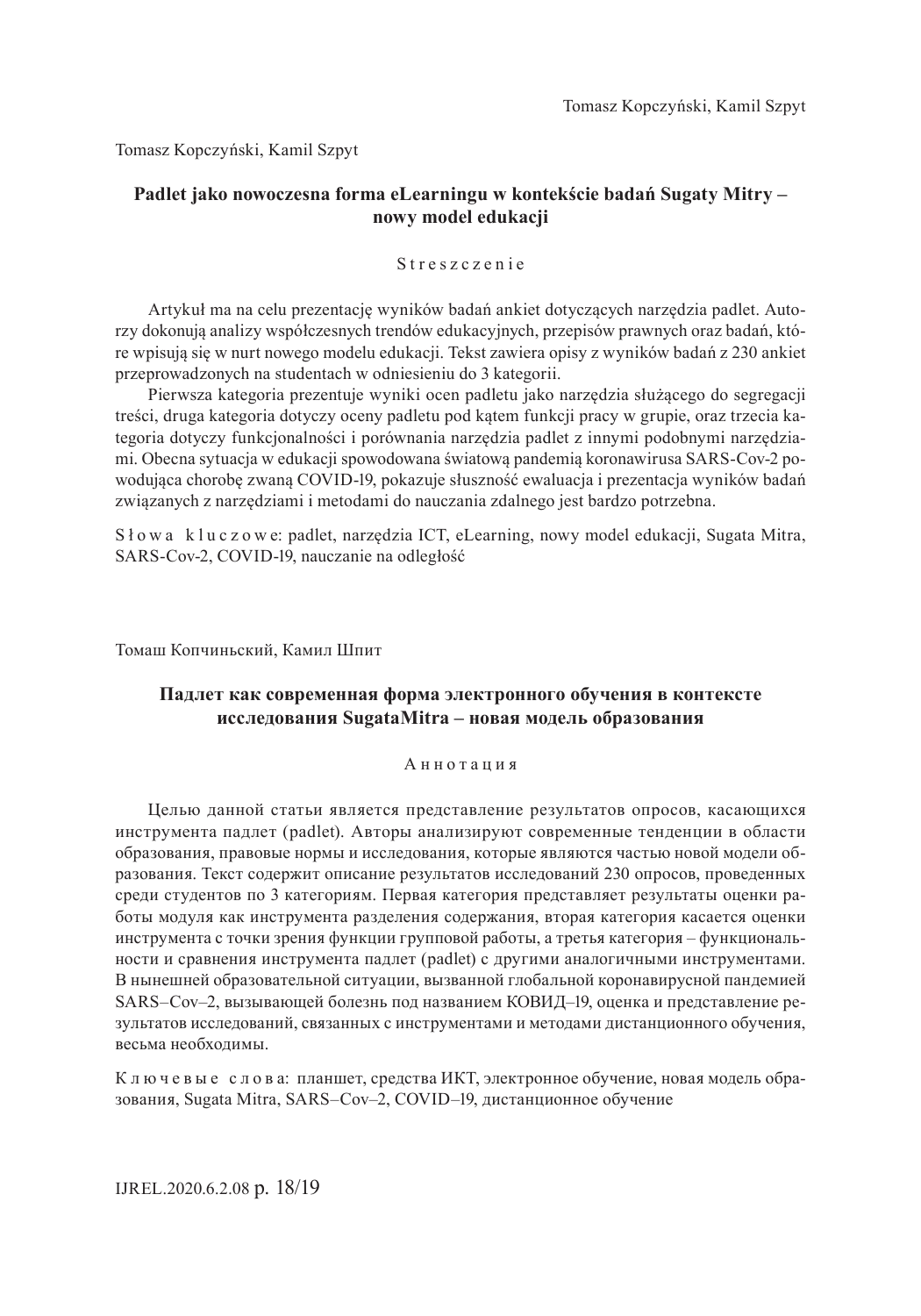Tomasz Kopczyński, Kamil Szpyt

## Padlet jako nowoczesna forma eLearningu w kontekście badań Sugaty Mitry – nowy model edukacji

### Streszczenie

Artykuł ma na celu prezentację wyników badań ankiet dotyczących narzędzia padlet. Autorzy dokonują analizy współczesnych trendów edukacyjnych, przepisów prawnych oraz badań, które wpisują się w nurt nowego modelu edukacji. Tekst zawiera opisy z wyników badań z 230 ankiet przeprowadzonych na studentach w odniesieniu do 3 kategorii.

Pierwsza kategoria prezentuje wyniki ocen padletu jako narzędzia służącego do segregacji treści, druga kategoria dotyczy oceny padletu pod kątem funkcji pracy w grupie, oraz trzecia kategoria dotyczy funkcjonalności i porównania narzędzia padlet z innymi podobnymi narzędziami. Obecna sytuacja w edukacji spowodowana światową pandemią koronawirusa SARS-Cov-2 powodująca chorobę zwaną COVID-19, pokazuje słuszność ewaluacja i prezentacja wyników badań związanych z narzędziami i metodami do nauczania zdalnego jest bardzo potrzebna.

Słowa kluczowe: padlet, narzędzia ICT, eLearning, nowy model edukacji, Sugata Mitra, SARS-Cov-2, COVID-19, nauczanie na odległość

Томаш Копчиньский, Камил Шпит

## Падлет как современная форма электронного обучения в контексте исследования SugataMitra – новая модель образования

### Аннотация

Целью данной статьи является представление результатов опросов, касающихся инструмента падлет (padlet). Авторы анализируют современные тенденции в области образования, правовые нормы и исследования, которые являются частью новой модели образования. Текст содержит описание результатов исследований 230 опросов, проведенных среди студентов по 3 категориям. Первая категория представляет результаты оценки работы модуля как инструмента разделения содержания, вторая категория касается оценки инструмента с точки зрения функции групповой работы, а третья категория – функциональности и сравнения инструмента падлет (padlet) с другими аналогичными инструментами. В нынешней образовательной ситуации, вызванной глобальной коронавирусной пандемией SARS–Cov–2, вызывающей болезнь под названием КОВИД–19, оценка и представление результатов исследований, связанных с инструментами и методами дистанционного обучения, весьма необходимы.

Ключевые слова: планшет, средства ИКТ, электронное обучение, новая модель образования, Sugata Mitra, SARS–Cov–2, COVID–19, дистанционное обучение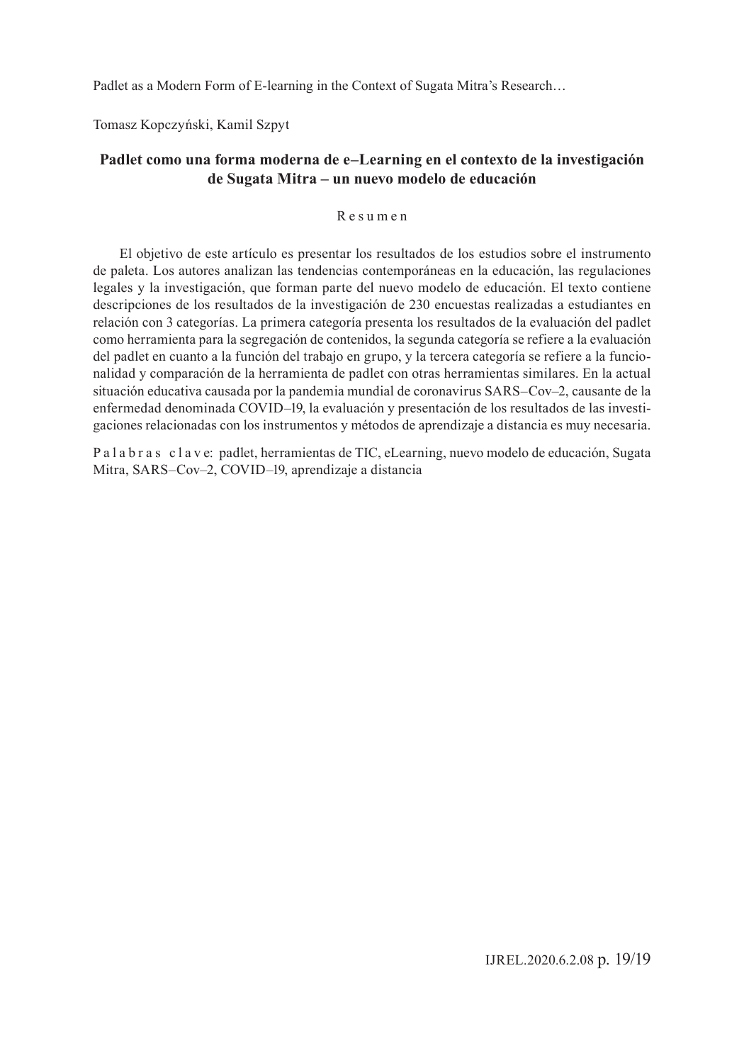Tomasz Kopczyński, Kamil Szpyt

## Padlet como una forma moderna de e–Learning en el contexto de la investigación de Sugata Mitra – un nuevo modelo de educación

### Resumen

El objetivo de este artículo es presentar los resultados de los estudios sobre el instrumento de paleta. Los autores analizan las tendencias contemporáneas en la educación, las regulaciones legales y la investigación, que forman parte del nuevo modelo de educación. El texto contiene descripciones de los resultados de la investigación de 230 encuestas realizadas a estudiantes en relación con 3 categorías. La primera categoría presenta los resultados de la evaluación del padlet como herramienta para la segregación de contenidos, la segunda categoría se refiere a la evaluación del padlet en cuanto a la función del trabajo en grupo, y la tercera categoría se refiere a la funcionalidad y comparación de la herramienta de padlet con otras herramientas similares. En la actual situación educativa causada por la pandemia mundial de coronavirus SARS–Cov–2, causante de la enfermedad denominada COVID–19, la evaluación y presentación de los resultados de las investigaciones relacionadas con los instrumentos y métodos de aprendizaje a distancia es muy necesaria.

Palabras clave: padlet, herramientas de TIC, eLearning, nuevo modelo de educación, Sugata Mitra, SARS–Cov–2, COVID–19, aprendizaje a distancia